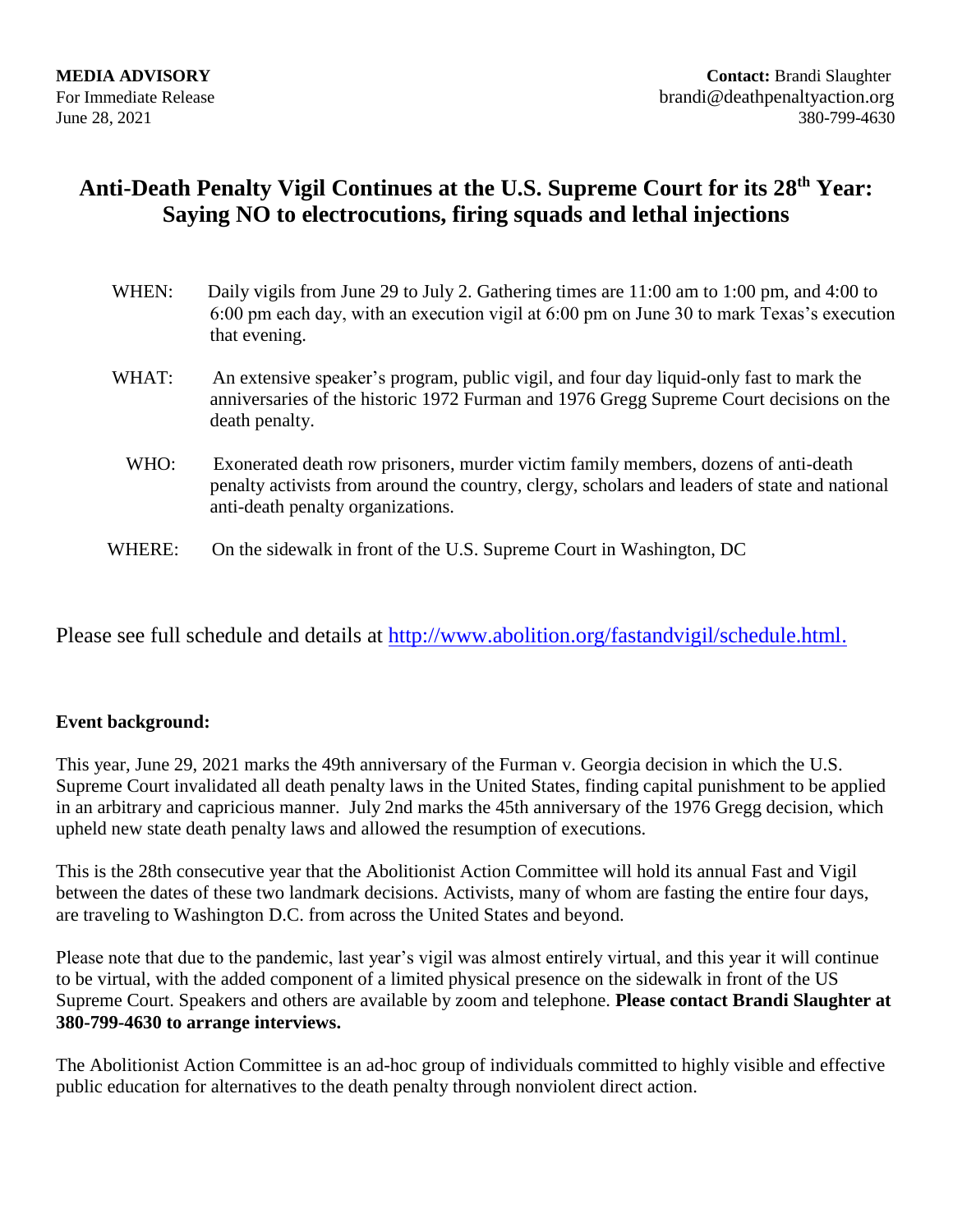**MEDIA ADVISORY**
For Immediate Release
June 28, 2021

**Contact:** Brandi Slaughter
brandi@deathpenaltyaction.org
380-799-4630

# Anti-Death Penalty Vigil Continues at the U.S. Supreme Court for its 28th Year: Saying NO to electrocutions, firing squads and lethal injections

WHEN: Daily vigils from June 29 to July 2. Gathering times are 11:00 am to 1:00 pm, and 4:00 to 6:00 pm each day, with an execution vigil at 6:00 pm on June 30 to mark Texas's execution that evening.

WHAT: An extensive speaker's program, public vigil, and four day liquid-only fast to mark the anniversaries of the historic 1972 Furman and 1976 Gregg Supreme Court decisions on the death penalty.

WHO: Exonerated death row prisoners, murder victim family members, dozens of anti-death penalty activists from around the country, clergy, scholars and leaders of state and national anti-death penalty organizations.

WHERE: On the sidewalk in front of the U.S. Supreme Court in Washington, DC

Please see full schedule and details at [http://www.abolition.org/fastandvigil/schedule.html.](http://www.abolition.org/fastandvigil/schedule.html)

**Event background:**

This year, June 29, 2021 marks the 49th anniversary of the Furman v. Georgia decision in which the U.S. Supreme Court invalidated all death penalty laws in the United States, finding capital punishment to be applied in an arbitrary and capricious manner. July 2nd marks the 45th anniversary of the 1976 Gregg decision, which upheld new state death penalty laws and allowed the resumption of executions.

This is the 28th consecutive year that the Abolitionist Action Committee will hold its annual Fast and Vigil between the dates of these two landmark decisions. Activists, many of whom are fasting the entire four days, are traveling to Washington D.C. from across the United States and beyond.

Please note that due to the pandemic, last year's vigil was almost entirely virtual, and this year it will continue to be virtual, with the added component of a limited physical presence on the sidewalk in front of the US Supreme Court. Speakers and others are available by zoom and telephone. **Please contact Brandi Slaughter at 380-799-4630 to arrange interviews.**

The Abolitionist Action Committee is an ad-hoc group of individuals committed to highly visible and effective public education for alternatives to the death penalty through nonviolent direct action.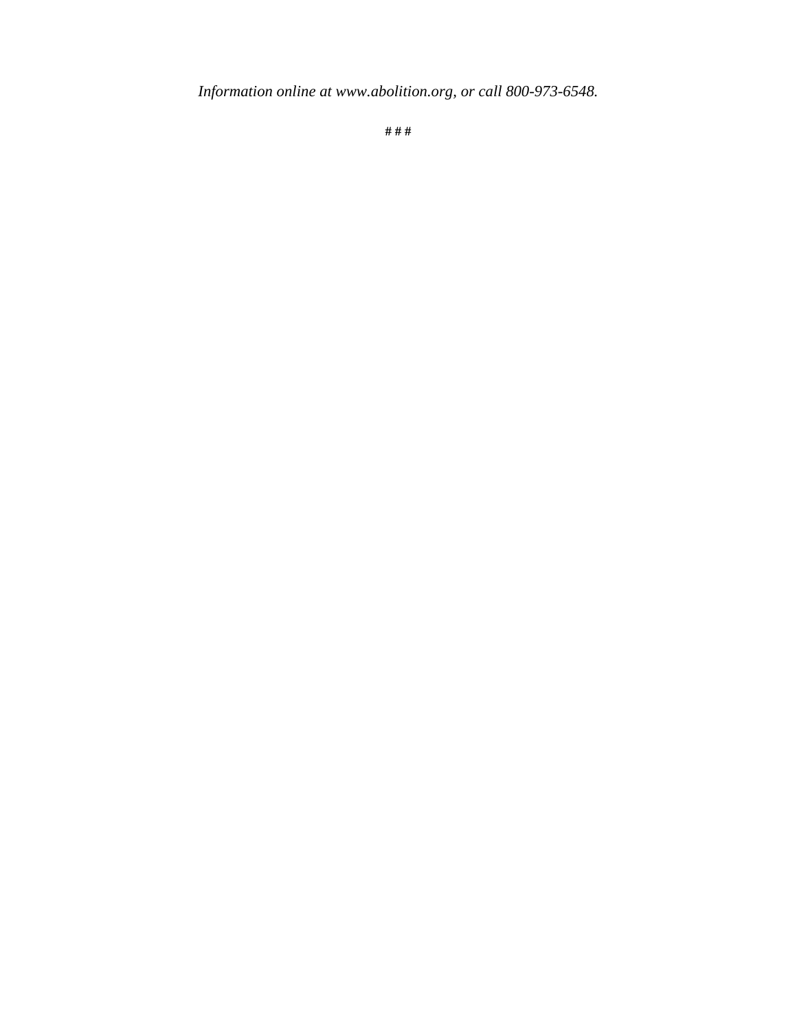*Information online at www.abolition.org, or call 800-973-6548.*

# # #